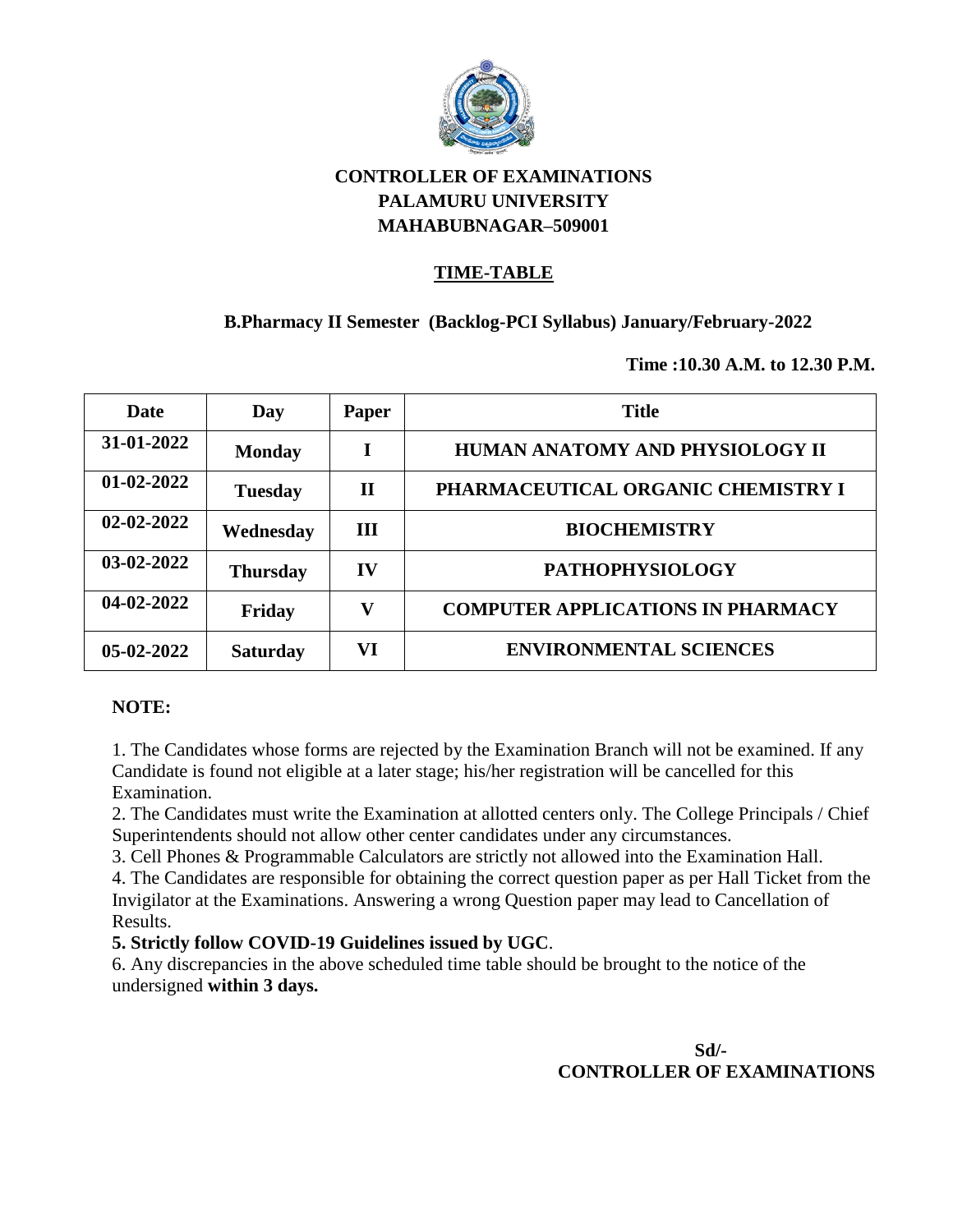**CONTROLLER OF EXAMINATIONS**
**PALAMURU UNIVERSITY**
**MAHABUBNAGAR–509001**

## TIME-TABLE

**B.Pharmacy II Semester (Backlog-PCI Syllabus) January/February-2022**

**Time :10.30 A.M. to 12.30 P.M.**

| Date | Day | Paper | Title |
|---|---|---|---|
| 31-01-2022 | Monday | I | HUMAN ANATOMY AND PHYSIOLOGY II |
| 01-02-2022 | Tuesday | II | PHARMACEUTICAL ORGANIC CHEMISTRY I |
| 02-02-2022 | Wednesday | III | BIOCHEMISTRY |
| 03-02-2022 | Thursday | IV | PATHOPHYSIOLOGY |
| 04-02-2022 | Friday | V | COMPUTER APPLICATIONS IN PHARMACY |
| 05-02-2022 | Saturday | VI | ENVIRONMENTAL SCIENCES |

**NOTE:**

1. The Candidates whose forms are rejected by the Examination Branch will not be examined. If any Candidate is found not eligible at a later stage; his/her registration will be cancelled for this Examination.
2. The Candidates must write the Examination at allotted centers only. The College Principals / Chief Superintendents should not allow other center candidates under any circumstances.
3. Cell Phones & Programmable Calculators are strictly not allowed into the Examination Hall.
4. The Candidates are responsible for obtaining the correct question paper as per Hall Ticket from the Invigilator at the Examinations. Answering a wrong Question paper may lead to Cancellation of Results.
5. **Strictly follow COVID-19 Guidelines issued by UGC**.
6. Any discrepancies in the above scheduled time table should be brought to the notice of the undersigned **within 3 days.**

**Sd/-**
**CONTROLLER OF EXAMINATIONS**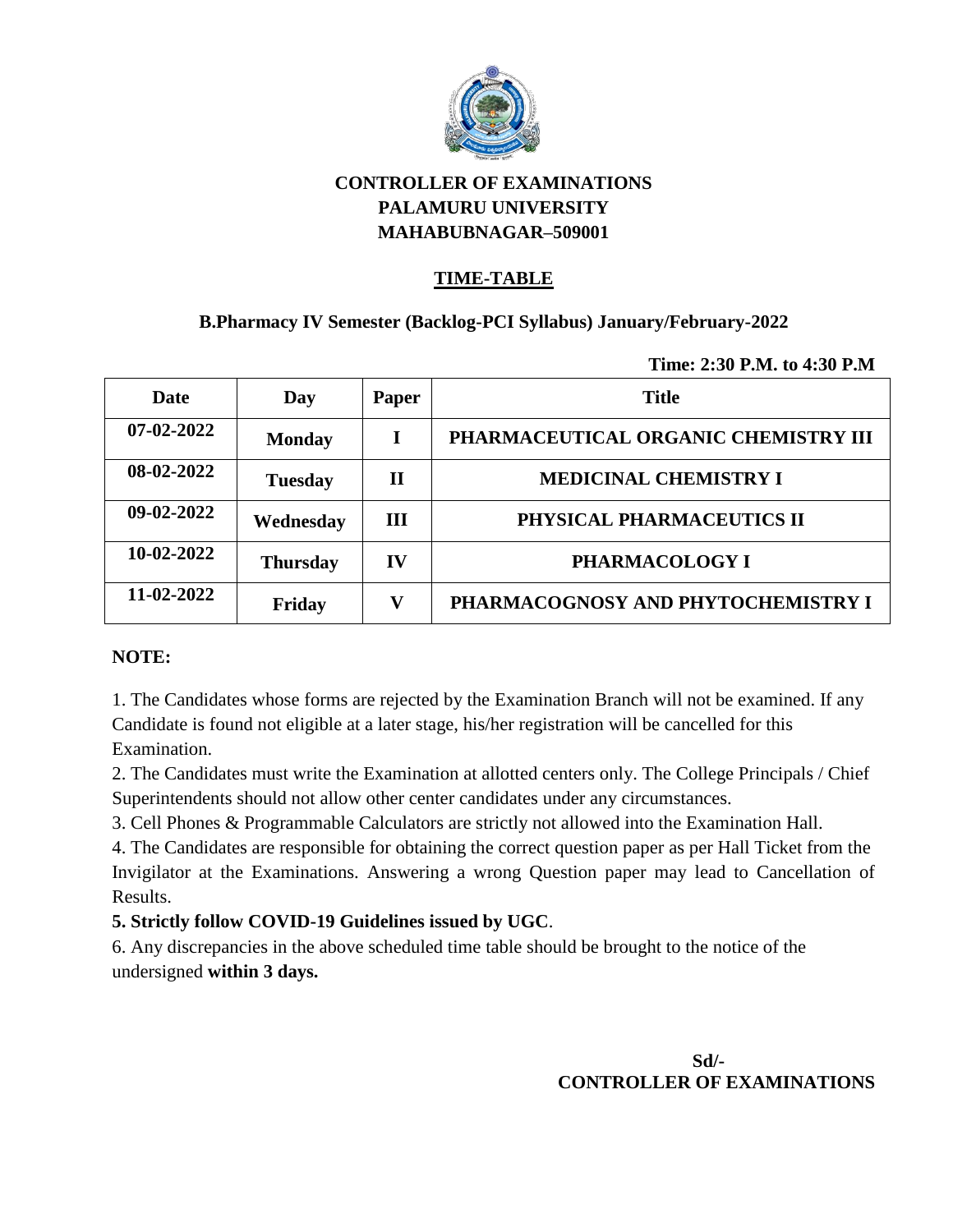**CONTROLLER OF EXAMINATIONS**
**PALAMURU UNIVERSITY**
**MAHABUBNAGAR–509001**

## TIME-TABLE

**B.Pharmacy IV Semester (Backlog-PCI Syllabus) January/February-2022**

**Time: 2:30 P.M. to 4:30 P.M**

| Date | Day | Paper | Title |
|---|---|---|---|
| 07-02-2022 | Monday | I | PHARMACEUTICAL ORGANIC CHEMISTRY III |
| 08-02-2022 | Tuesday | II | MEDICINAL CHEMISTRY I |
| 09-02-2022 | Wednesday | III | PHYSICAL PHARMACEUTICS II |
| 10-02-2022 | Thursday | IV | PHARMACOLOGY I |
| 11-02-2022 | Friday | V | PHARMACOGNOSY AND PHYTOCHEMISTRY I |

**NOTE:**

1. The Candidates whose forms are rejected by the Examination Branch will not be examined. If any Candidate is found not eligible at a later stage, his/her registration will be cancelled for this Examination.
2. The Candidates must write the Examination at allotted centers only. The College Principals / Chief Superintendents should not allow other center candidates under any circumstances.
3. Cell Phones & Programmable Calculators are strictly not allowed into the Examination Hall.
4. The Candidates are responsible for obtaining the correct question paper as per Hall Ticket from the Invigilator at the Examinations. Answering a wrong Question paper may lead to Cancellation of Results.
5. **Strictly follow COVID-19 Guidelines issued by UGC**.
6. Any discrepancies in the above scheduled time table should be brought to the notice of the undersigned **within 3 days.**

**Sd/-**
**CONTROLLER OF EXAMINATIONS**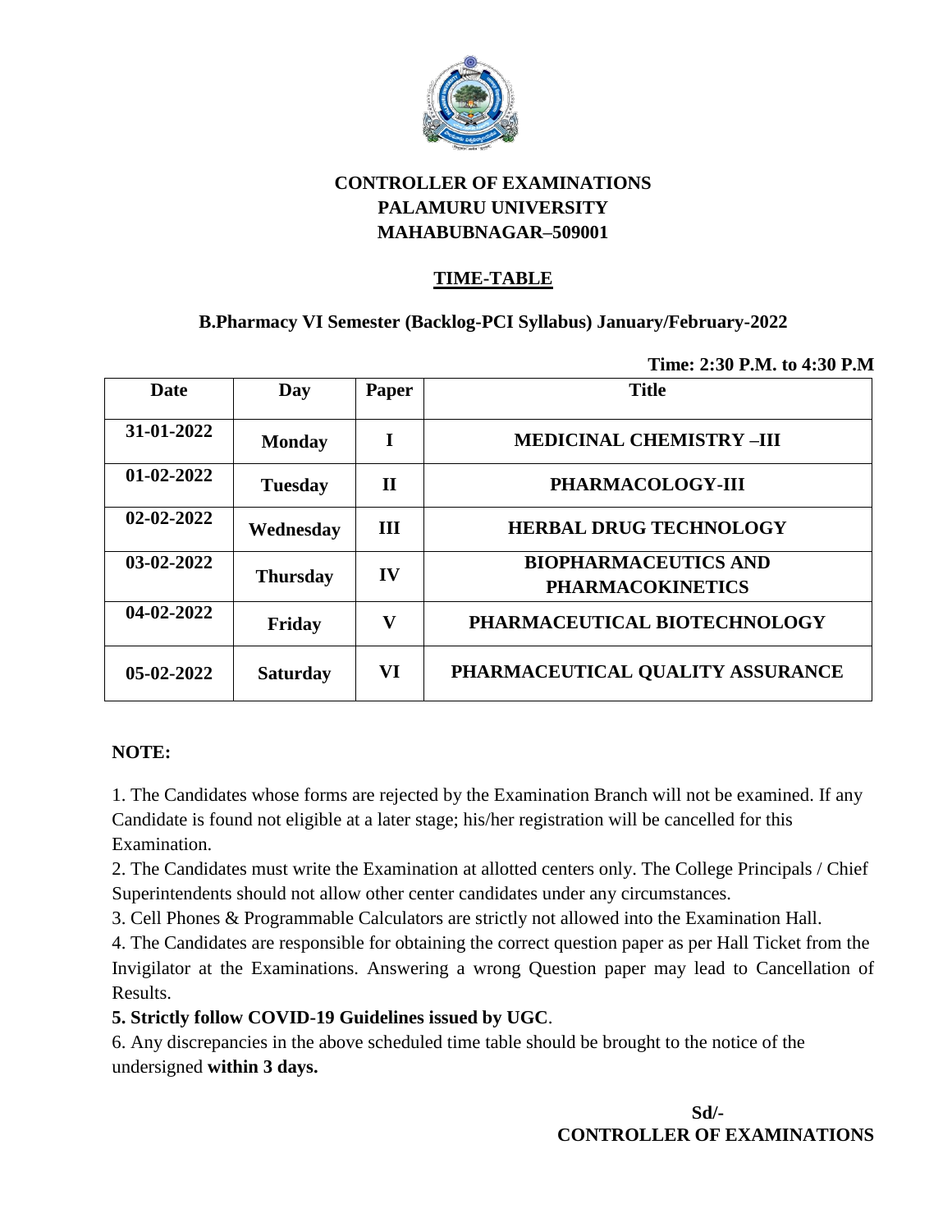**CONTROLLER OF EXAMINATIONS**
**PALAMURU UNIVERSITY**
**MAHABUBNAGAR–509001**

## TIME-TABLE

**B.Pharmacy VI Semester (Backlog-PCI Syllabus) January/February-2022**

**Time: 2:30 P.M. to 4:30 P.M**

| Date | Day | Paper | Title |
|---|---|---|---|
| 31-01-2022 | Monday | I | MEDICINAL CHEMISTRY –III |
| 01-02-2022 | Tuesday | II | PHARMACOLOGY-III |
| 02-02-2022 | Wednesday | III | HERBAL DRUG TECHNOLOGY |
| 03-02-2022 | Thursday | IV | BIOPHARMACEUTICS AND PHARMACOKINETICS |
| 04-02-2022 | Friday | V | PHARMACEUTICAL BIOTECHNOLOGY |
| 05-02-2022 | Saturday | VI | PHARMACEUTICAL QUALITY ASSURANCE |

**NOTE:**

1. The Candidates whose forms are rejected by the Examination Branch will not be examined. If any Candidate is found not eligible at a later stage; his/her registration will be cancelled for this Examination.
2. The Candidates must write the Examination at allotted centers only. The College Principals / Chief Superintendents should not allow other center candidates under any circumstances.
3. Cell Phones & Programmable Calculators are strictly not allowed into the Examination Hall.
4. The Candidates are responsible for obtaining the correct question paper as per Hall Ticket from the Invigilator at the Examinations. Answering a wrong Question paper may lead to Cancellation of Results.
5. **Strictly follow COVID-19 Guidelines issued by UGC**.
6. Any discrepancies in the above scheduled time table should be brought to the notice of the undersigned **within 3 days.**

**Sd/-**
**CONTROLLER OF EXAMINATIONS**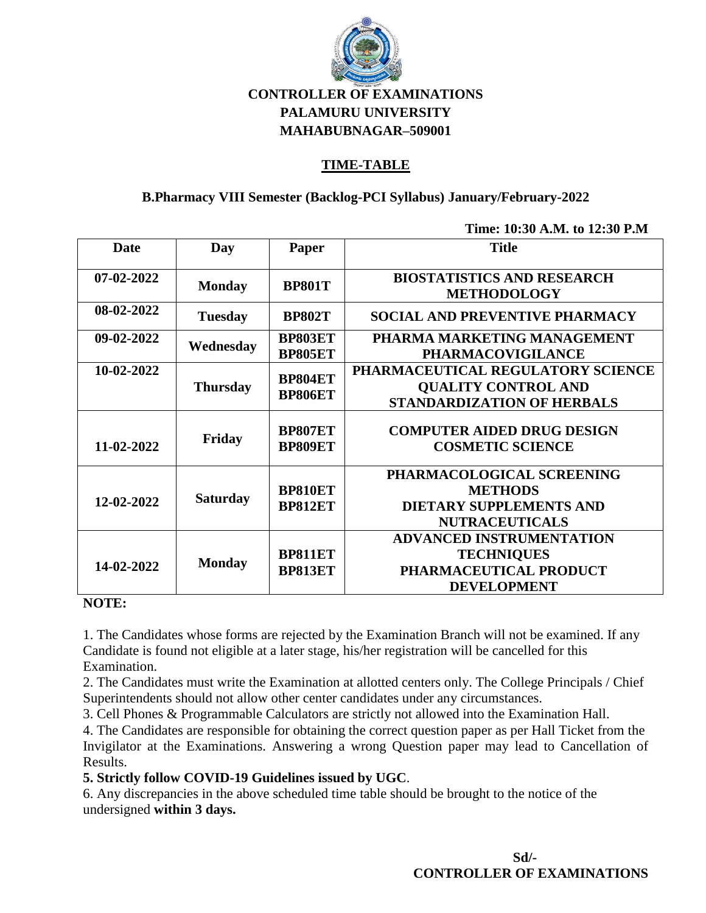**CONTROLLER OF EXAMINATIONS**
**PALAMURU UNIVERSITY**
**MAHABUBNAGAR–509001**

## TIME-TABLE

### B.Pharmacy VIII Semester (Backlog-PCI Syllabus) January/February-2022

**Time: 10:30 A.M. to 12:30 P.M**

| Date | Day | Paper | Title |
|---|---|---|---|
| 07-02-2022 | Monday | BP801T | BIOSTATISTICS AND RESEARCH METHODOLOGY |
| 08-02-2022 | Tuesday | BP802T | SOCIAL AND PREVENTIVE PHARMACY |
| 09-02-2022 | Wednesday | BP803ET<br>BP805ET | PHARMA MARKETING MANAGEMENT<br>PHARMACOVIGILANCE |
| 10-02-2022 | Thursday | BP804ET<br>BP806ET | PHARMACEUTICAL REGULATORY SCIENCE<br>QUALITY CONTROL AND STANDARDIZATION OF HERBALS |
| 11-02-2022 | Friday | BP807ET<br>BP809ET | COMPUTER AIDED DRUG DESIGN<br>COSMETIC SCIENCE |
| 12-02-2022 | Saturday | BP810ET<br>BP812ET | PHARMACOLOGICAL SCREENING METHODS<br>DIETARY SUPPLEMENTS AND NUTRACEUTICALS |
| 14-02-2022 | Monday | BP811ET<br>BP813ET | ADVANCED INSTRUMENTATION TECHNIQUES<br>PHARMACEUTICAL PRODUCT DEVELOPMENT |

**NOTE:**

1. The Candidates whose forms are rejected by the Examination Branch will not be examined. If any Candidate is found not eligible at a later stage, his/her registration will be cancelled for this Examination.
2. The Candidates must write the Examination at allotted centers only. The College Principals / Chief Superintendents should not allow other center candidates under any circumstances.
3. Cell Phones & Programmable Calculators are strictly not allowed into the Examination Hall.
4. The Candidates are responsible for obtaining the correct question paper as per Hall Ticket from the Invigilator at the Examinations. Answering a wrong Question paper may lead to Cancellation of Results.
5. **Strictly follow COVID-19 Guidelines issued by UGC**.
6. Any discrepancies in the above scheduled time table should be brought to the notice of the undersigned **within 3 days.**

**Sd/-**
**CONTROLLER OF EXAMINATIONS**